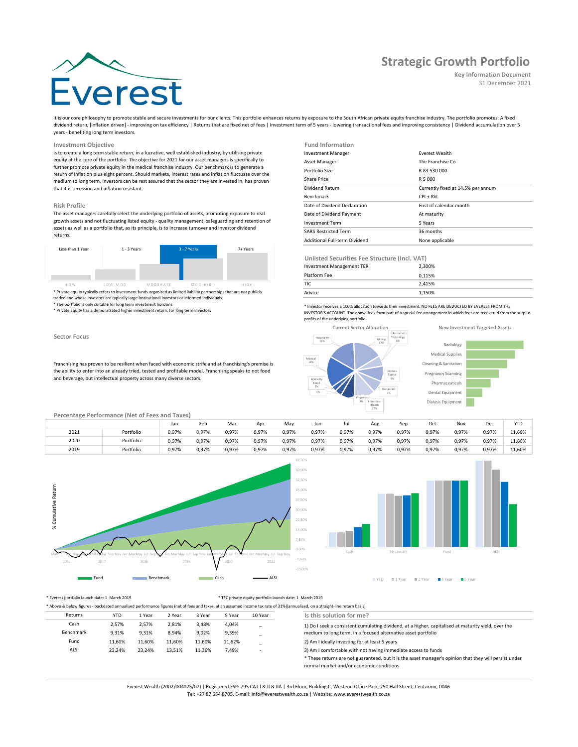# Everest

## Strategic Growth Portfolio

**Key Information Document**

31 December 2021

It is our core philosophy to promote stable and secure investments for our clients. This portfolio enhances returns by exposure to the South African private equity franchise industry. The portfolio promotes: A fixed dividend return, [inflation driven] - improving on tax efficiency | Returns that are fixed net of fees | Investment term of 5 years - lowering transactional fees and improving consistency | Dividend accumulation over 5 years - benefiting long term investors.

### Investment Objective

Is to create a long term stable return, in a lucrative, well established industry, by utilising private equity at the core of the portfolio. The objective for 2021 for our asset managers is specifically to further promote private equity in the medical franchise industry. Our benchmark is to generate a return of inflation plus eight percent. Should markets, interest rates and inflation fluctuate over the medium to long term, investors can be rest assured that the sector they are invested in, has proven that it is recession and inflation resistant.

### Risk Profile

The asset managers carefully select the underlying portfolio of assets, promoting exposure to real growth assets and not fluctuating listed equity - quality management, safeguarding and retention of assets as well as a portfolio that, as its principle, is to increase turnover and investor dividend returns.

| Less than 1 Year | 1 - 3 Years | 3 - 7 Years | 7+ Years |
|---|---|---|---|

LOW | LOW-MOD | MODERATE | MOD-HIGH | HIGH

* Private equity typically refers to investment funds organized as limited liability partnerships that are not publicly traded and whose investors are typically large institutional investors or informed individuals.
* The portfolio is only suitable for long term investment horizons
* Private Equity has a demonstrated higher investment return, for long term investors

### Fund Information

| | |
|---|---|
| Investment Manager | Everest Wealth |
| Asset Manager | The Franchise Co |
| Portfolio Size | R 83 530 000 |
| Share Price | R 5 000 |
| Dividend Return | Currently fixed at 14.5% per annum |
| Benchmark | CPI + 8% |
| Date of Dividend Declaration | First of calendar month |
| Date of Dividend Payment | At maturity |
| Investment Term | 5 Years |
| SARS Restricted Term | 36 months |
| Additional Full-term Dividend | None applicable |

### Unlisted Securities Fee Structure (Incl. VAT)

| | |
|---|---|
| Investment Management TER | 2,300% |
| Platform Fee | 0,115% |
| TIC | 2,415% |
| Advice | 1,150% |

* Investor receives a 100% allocation towards their investment. NO FEES ARE DEDUCTED BY EVEREST FROM THE INVESTOR'S ACCOUNT. The above fees form part of a special fee arrangement in which fees are recovered from the surplus profits of the underlying portfolio.

### Sector Focus

Franchising has proven to be resilient when faced with economic strife and at franchising's premise is the ability to enter into an already tried, tested and profitable model. Franchisng speaks to not food and beverage, but intellectual property across many diverse sectors.

**Current Sector Allocation**

Hospitality 16%; Mining 17%; Information Technology 6%; Medical 18%; Venture Capital 9%; Speciality Retail 3%; 4%; Restaurant 7%; Property 8%; Franchisor Brands 12%

**New Investment Targeted Assets**

Radiology; Medical Supplies; Cleaning & Sanitation; Pregnancy Scanning; Pharmaceuticals; Dental Equipment; Dialysis Equipment

### Percentage Performance (Net of Fees and Taxes)

| | | Jan | Feb | Mar | Apr | May | Jun | Jul | Aug | Sep | Oct | Nov | Dec | YTD |
|---|---|---|---|---|---|---|---|---|---|---|---|---|---|---|
| 2021 | Portfolio | 0,97% | 0,97% | 0,97% | 0,97% | 0,97% | 0,97% | 0,97% | 0,97% | 0,97% | 0,97% | 0,97% | 0,97% | 11,60% |
| 2020 | Portfolio | 0,97% | 0,97% | 0,97% | 0,97% | 0,97% | 0,97% | 0,97% | 0,97% | 0,97% | 0,97% | 0,97% | 0,97% | 11,60% |
| 2019 | Portfolio | 0,97% | 0,97% | 0,97% | 0,97% | 0,97% | 0,97% | 0,97% | 0,97% | 0,97% | 0,97% | 0,97% | 0,97% | 11,60% |

% Cumulative Return — Fund, Benchmark, Cash, ALSI (2016–2021)

YTD, 1 Year, 2 Year, 3 Year, 5 Year — Cash, Benchmark, Fund, ALSI

* Everest portfolio launch date: 1 March 2019

* TFC private equity portfolio launch date: 1 March 2019

* Above & below figures - backdated annualised performance figures (net of fees and taxes, at an assumed income tax rate of 31%)[annualised, on a straight-line return basis]

| Returns | YTD | 1 Year | 2 Year | 3 Year | 5 Year | 10 Year |
|---|---|---|---|---|---|---|
| Cash | 2,57% | 2,57% | 2,81% | 3,48% | 4,04% | _ |
| Benchmark | 9,31% | 9,31% | 8,94% | 9,02% | 9,39% | _ |
| Fund | 11,60% | 11,60% | 11,60% | 11,60% | 11,62% | _ |
| ALSI | 23,24% | 23,24% | 13,51% | 11,36% | 7,49% | - |

### Is this solution for me?

1) Do I seek a consistent cumulating dividend, at a higher, capitalised at maturity yield, over the medium to long term, in a focused alternative asset portfolio

2) Am I ideally investing for at least 5 years

3) Am I comfortable with not having immediate access to funds

* These returns are not guaranteed, but it is the asset manager's opinion that they will persist under normal market and/or economic conditions

Everest Wealth (2002/004025/07) | Registered FSP: 795 CAT I & II & IIA | 3rd Floor, Building C, Westend Office Park, 250 Hall Street, Centurion, 0046
Tel: +27 87 654 8705, E-mail: info@everestwealth.co.za | Website: www.everestwealth.co.za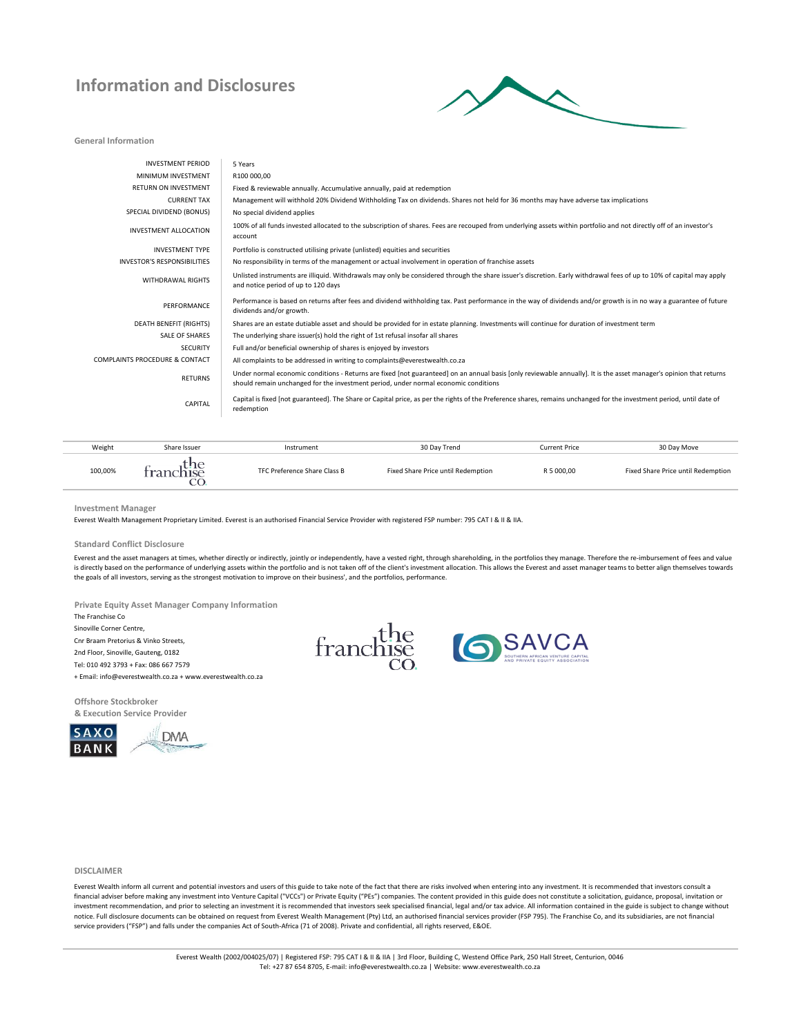# Information and Disclosures

### General Information

| | |
|---|---|
| INVESTMENT PERIOD | 5 Years |
| MINIMUM INVESTMENT | R100 000,00 |
| RETURN ON INVESTMENT | Fixed & reviewable annually. Accumulative annually, paid at redemption |
| CURRENT TAX | Management will withhold 20% Dividend Withholding Tax on dividends. Shares not held for 36 months may have adverse tax implications |
| SPECIAL DIVIDEND (BONUS) | No special dividend applies |
| INVESTMENT ALLOCATION | 100% of all funds invested allocated to the subscription of shares. Fees are recouped from underlying assets within portfolio and not directly off of an investor's account |
| INVESTMENT TYPE | Portfolio is constructed utilising private (unlisted) equities and securities |
| INVESTOR'S RESPONSIBILITIES | No responsibility in terms of the management or actual involvement in operation of franchise assets |
| WITHDRAWAL RIGHTS | Unlisted instruments are illiquid. Withdrawals may only be considered through the share issuer's discretion. Early withdrawal fees of up to 10% of capital may apply and notice period of up to 120 days |
| PERFORMANCE | Performance is based on returns after fees and dividend withholding tax. Past performance in the way of dividends and/or growth is in no way a guarantee of future dividends and/or growth. |
| DEATH BENEFIT (RIGHTS) | Shares are an estate dutiable asset and should be provided for in estate planning. Investments will continue for duration of investment term |
| SALE OF SHARES | The underlying share issuer(s) hold the right of 1st refusal insofar all shares |
| SECURITY | Full and/or beneficial ownership of shares is enjoyed by investors |
| COMPLAINTS PROCEDURE & CONTACT | All complaints to be addressed in writing to complaints@everestwealth.co.za |
| RETURNS | Under normal economic conditions - Returns are fixed [not guaranteed] on an annual basis [only reviewable annually]. It is the asset manager's opinion that returns should remain unchanged for the investment period, under normal economic conditions |
| CAPITAL | Capital is fixed [not guaranteed]. The Share or Capital price, as per the rights of the Preference shares, remains unchanged for the investment period, until date of redemption |

| Weight | Share Issuer | Instrument | 30 Day Trend | Current Price | 30 Day Move |
|---|---|---|---|---|---|
| 100,00% | the franchise co. | TFC Preference Share Class B | Fixed Share Price until Redemption | R 5 000,00 | Fixed Share Price until Redemption |

### Investment Manager

Everest Wealth Management Proprietary Limited. Everest is an authorised Financial Service Provider with registered FSP number: 795 CAT I & II & IIA.

### Standard Conflict Disclosure

Everest and the asset managers at times, whether directly or indirectly, jointly or independently, have a vested right, through shareholding, in the portfolios they manage. Therefore the re-imbursement of fees and value is directly based on the performance of underlying assets within the portfolio and is not taken off of the client's investment allocation. This allows the Everest and asset manager teams to better align themselves towards the goals of all investors, serving as the strongest motivation to improve on their business', and the portfolios, performance.

### Private Equity Asset Manager Company Information

The Franchise Co
Sinoville Corner Centre,
Cnr Braam Pretorius & Vinko Streets,
2nd Floor, Sinoville, Gauteng, 0182
Tel: 010 492 3793 + Fax: 086 667 7579
+ Email: info@everestwealth.co.za + www.everestwealth.co.za

the franchise co.

SAVCA SOUTHERN AFRICAN VENTURE CAPITAL AND PRIVATE EQUITY ASSOCIATION

### Offshore Stockbroker & Execution Service Provider

SAXO BANK

DMA

### DISCLAIMER

Everest Wealth inform all current and potential investors and users of this guide to take note of the fact that there are risks involved when entering into any investment. It is recommended that investors consult a financial adviser before making any investment into Venture Capital ("VCCs") or Private Equity ("PEs") companies. The content provided in this guide does not constitute a solicitation, guidance, proposal, invitation or investment recommendation, and prior to selecting an investment it is recommended that investors seek specialised financial, legal and/or tax advice. All information contained in the guide is subject to change without notice. Full disclosure documents can be obtained on request from Everest Wealth Management (Pty) Ltd, an authorised financial services provider (FSP 795). The Franchise Co, and its subsidiaries, are not financial service providers ("FSP") and falls under the companies Act of South-Africa (71 of 2008). Private and confidential, all rights reserved, E&OE.

Everest Wealth (2002/004025/07) | Registered FSP: 795 CAT I & II & IIA | 3rd Floor, Building C, Westend Office Park, 250 Hall Street, Centurion, 0046
Tel: +27 87 654 8705, E-mail: info@everestwealth.co.za | Website: www.everestwealth.co.za